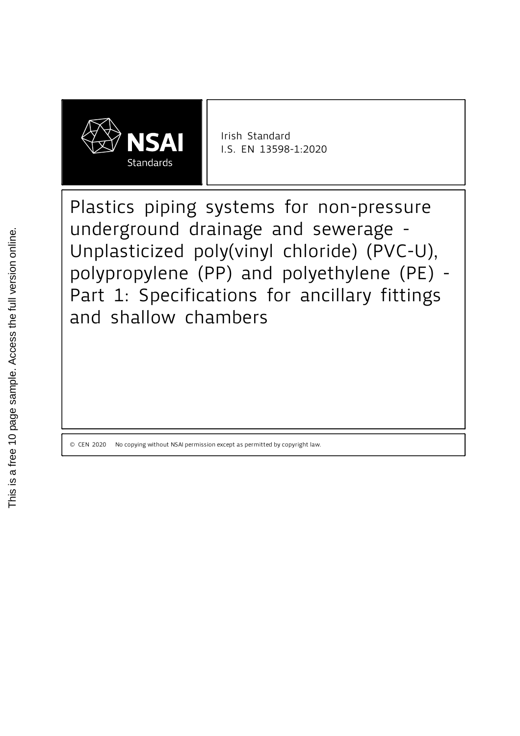NSAI Standards

Irish Standard
I.S. EN 13598-1:2020

# Plastics piping systems for non-pressure underground drainage and sewerage - Unplasticized poly(vinyl chloride) (PVC-U), polypropylene (PP) and polyethylene (PE) - Part 1: Specifications for ancillary fittings and shallow chambers

© CEN 2020 No copying without NSAI permission except as permitted by copyright law.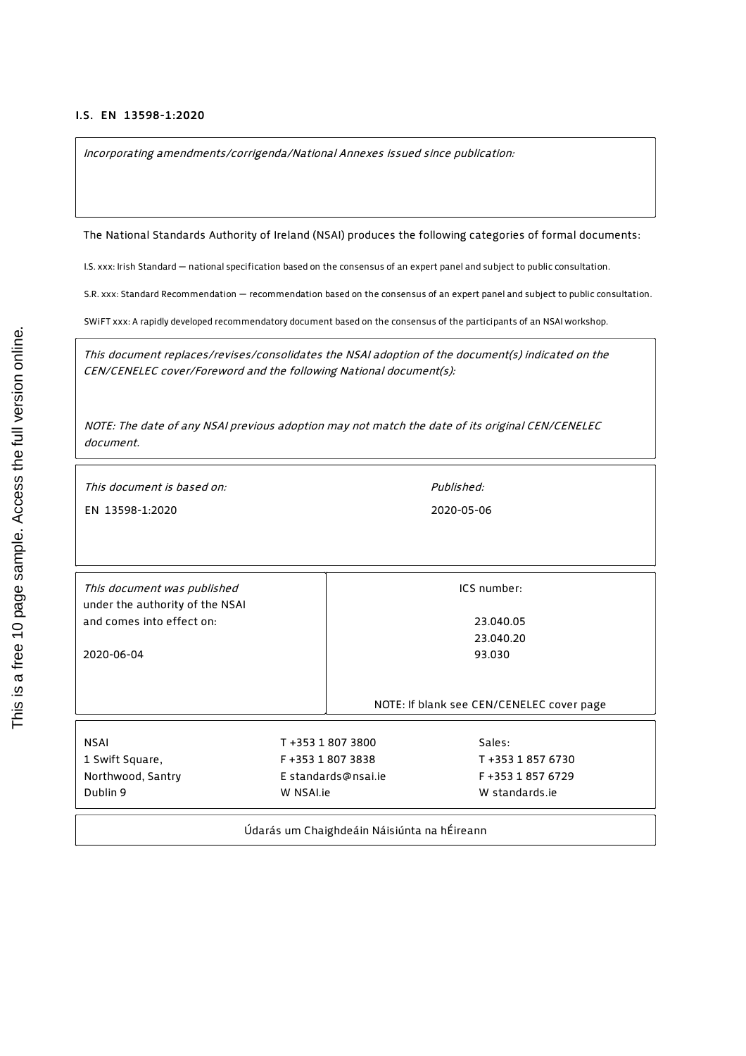**I.S. EN 13598-1:2020**

*Incorporating amendments/corrigenda/National Annexes issued since publication:*

The National Standards Authority of Ireland (NSAI) produces the following categories of formal documents:

I.S. xxx: Irish Standard — national specification based on the consensus of an expert panel and subject to public consultation.

S.R. xxx: Standard Recommendation — recommendation based on the consensus of an expert panel and subject to public consultation.

SWiFT xxx: A rapidly developed recommendatory document based on the consensus of the participants of an NSAI workshop.

*This document replaces/revises/consolidates the NSAI adoption of the document(s) indicated on the CEN/CENELEC cover/Foreword and the following National document(s):*

*NOTE: The date of any NSAI previous adoption may not match the date of its original CEN/CENELEC document.*

| *This document is based on:* | *Published:* |
| --- | --- |
| EN 13598-1:2020 | 2020-05-06 |

| *This document was published under the authority of the NSAI and comes into effect on:* | ICS number: |
| --- | --- |
| 2020-06-04 | 23.040.05<br>23.040.20<br>93.030 |
| | NOTE: If blank see CEN/CENELEC cover page |

| NSAI | T +353 1 807 3800 | Sales: |
| --- | --- | --- |
| 1 Swift Square, | F +353 1 807 3838 | T +353 1 857 6730 |
| Northwood, Santry | E standards@nsai.ie | F +353 1 857 6729 |
| Dublin 9 | W NSAI.ie | W standards.ie |

Údarás um Chaighdeáin Náisiúnta na hÉireann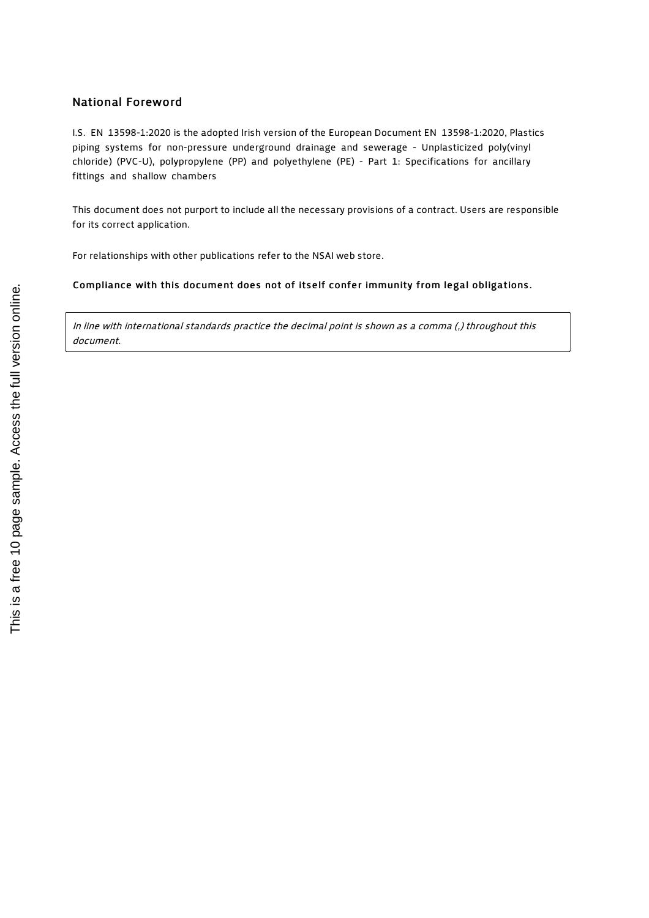## National Foreword

I.S. EN 13598-1:2020 is the adopted Irish version of the European Document EN 13598-1:2020, Plastics piping systems for non-pressure underground drainage and sewerage - Unplasticized poly(vinyl chloride) (PVC-U), polypropylene (PP) and polyethylene (PE) - Part 1: Specifications for ancillary fittings and shallow chambers

This document does not purport to include all the necessary provisions of a contract. Users are responsible for its correct application.

For relationships with other publications refer to the NSAI web store.

**Compliance with this document does not of itself confer immunity from legal obligations.**

*In line with international standards practice the decimal point is shown as a comma (,) throughout this document.*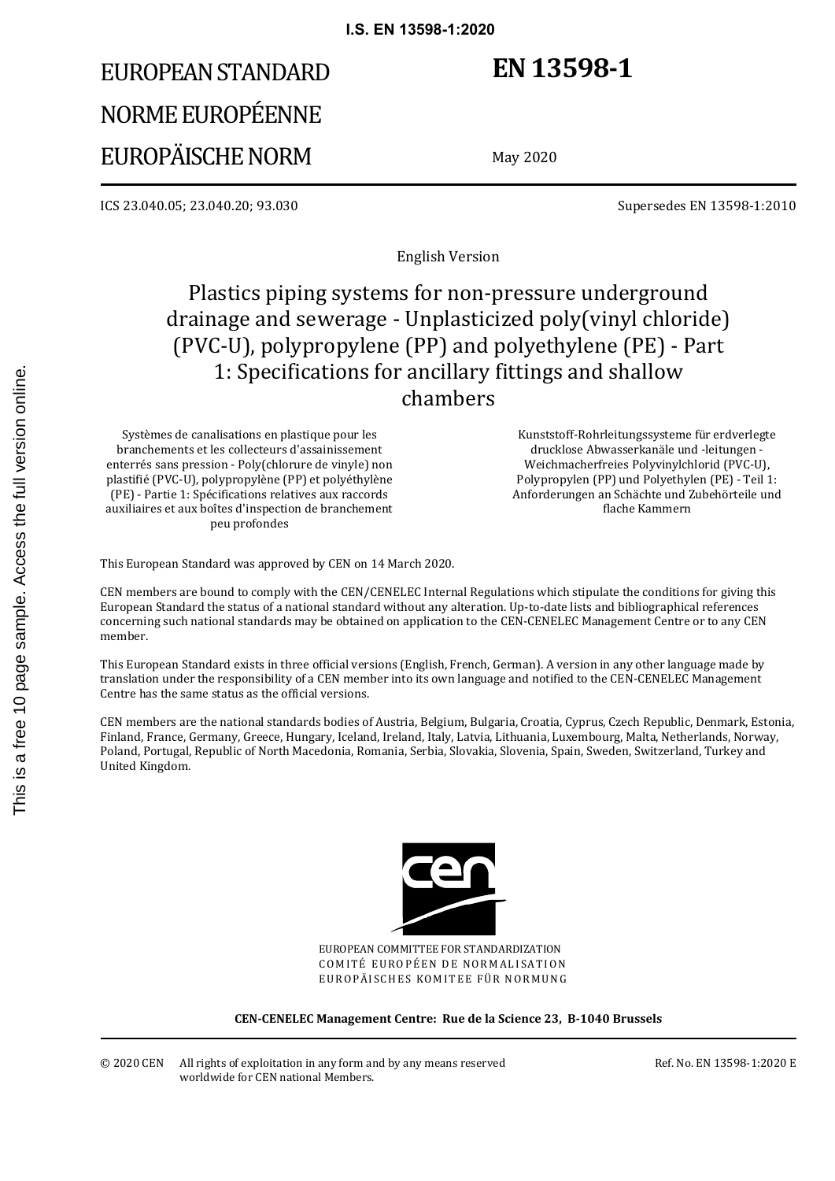# EUROPEAN STANDARD
# NORME EUROPÉENNE
# EUROPÄISCHE NORM

# EN 13598-1

May 2020

ICS 23.040.05; 23.040.20; 93.030

Supersedes EN 13598-1:2010

English Version

## Plastics piping systems for non-pressure underground drainage and sewerage - Unplasticized poly(vinyl chloride) (PVC-U), polypropylene (PP) and polyethylene (PE) - Part 1: Specifications for ancillary fittings and shallow chambers

Systèmes de canalisations en plastique pour les branchements et les collecteurs d'assainissement enterrés sans pression - Poly(chlorure de vinyle) non plastifié (PVC-U), polypropylène (PP) et polyéthylène (PE) - Partie 1: Spécifications relatives aux raccords auxiliaires et aux boîtes d'inspection de branchement peu profondes

Kunststoff-Rohrleitungssysteme für erdverlegte drucklose Abwasserkanäle und -leitungen - Weichmacherfreies Polyvinylchlorid (PVC-U), Polypropylen (PP) und Polyethylen (PE) - Teil 1: Anforderungen an Schächte und Zubehörteile und flache Kammern

This European Standard was approved by CEN on 14 March 2020.

CEN members are bound to comply with the CEN/CENELEC Internal Regulations which stipulate the conditions for giving this European Standard the status of a national standard without any alteration. Up-to-date lists and bibliographical references concerning such national standards may be obtained on application to the CEN-CENELEC Management Centre or to any CEN member.

This European Standard exists in three official versions (English, French, German). A version in any other language made by translation under the responsibility of a CEN member into its own language and notified to the CEN-CENELEC Management Centre has the same status as the official versions.

CEN members are the national standards bodies of Austria, Belgium, Bulgaria, Croatia, Cyprus, Czech Republic, Denmark, Estonia, Finland, France, Germany, Greece, Hungary, Iceland, Ireland, Italy, Latvia, Lithuania, Luxembourg, Malta, Netherlands, Norway, Poland, Portugal, Republic of North Macedonia, Romania, Serbia, Slovakia, Slovenia, Spain, Sweden, Switzerland, Turkey and United Kingdom.

EUROPEAN COMMITTEE FOR STANDARDIZATION
COMITÉ EUROPÉEN DE NORMALISATION
EUROPÄISCHES KOMITEE FÜR NORMUNG

**CEN-CENELEC Management Centre: Rue de la Science 23, B-1040 Brussels**

© 2020 CEN All rights of exploitation in any form and by any means reserved worldwide for CEN national Members.

Ref. No. EN 13598-1:2020 E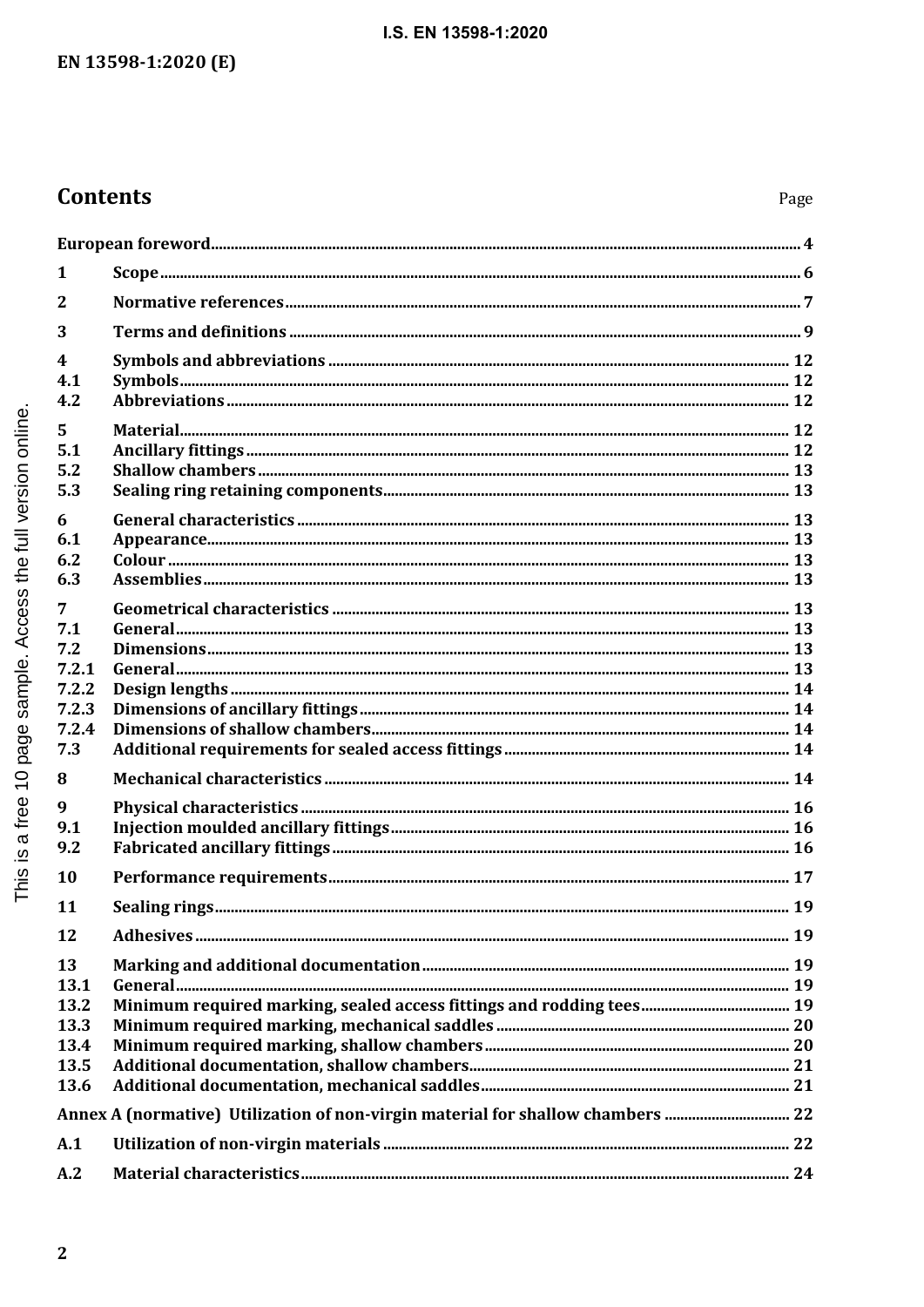# Contents

Page

| | | |
|---|---|---|
| European foreword | | 4 |
| 1 | Scope | 6 |
| 2 | Normative references | 7 |
| 3 | Terms and definitions | 9 |
| 4 | Symbols and abbreviations | 12 |
| 4.1 | Symbols | 12 |
| 4.2 | Abbreviations | 12 |
| 5 | Material | 12 |
| 5.1 | Ancillary fittings | 12 |
| 5.2 | Shallow chambers | 13 |
| 5.3 | Sealing ring retaining components | 13 |
| 6 | General characteristics | 13 |
| 6.1 | Appearance | 13 |
| 6.2 | Colour | 13 |
| 6.3 | Assemblies | 13 |
| 7 | Geometrical characteristics | 13 |
| 7.1 | General | 13 |
| 7.2 | Dimensions | 13 |
| 7.2.1 | General | 13 |
| 7.2.2 | Design lengths | 14 |
| 7.2.3 | Dimensions of ancillary fittings | 14 |
| 7.2.4 | Dimensions of shallow chambers | 14 |
| 7.3 | Additional requirements for sealed access fittings | 14 |
| 8 | Mechanical characteristics | 14 |
| 9 | Physical characteristics | 16 |
| 9.1 | Injection moulded ancillary fittings | 16 |
| 9.2 | Fabricated ancillary fittings | 16 |
| 10 | Performance requirements | 17 |
| 11 | Sealing rings | 19 |
| 12 | Adhesives | 19 |
| 13 | Marking and additional documentation | 19 |
| 13.1 | General | 19 |
| 13.2 | Minimum required marking, sealed access fittings and rodding tees | 19 |
| 13.3 | Minimum required marking, mechanical saddles | 20 |
| 13.4 | Minimum required marking, shallow chambers | 20 |
| 13.5 | Additional documentation, shallow chambers | 21 |
| 13.6 | Additional documentation, mechanical saddles | 21 |
| Annex A (normative) Utilization of non-virgin material for shallow chambers | | 22 |
| A.1 | Utilization of non-virgin materials | 22 |
| A.2 | Material characteristics | 24 |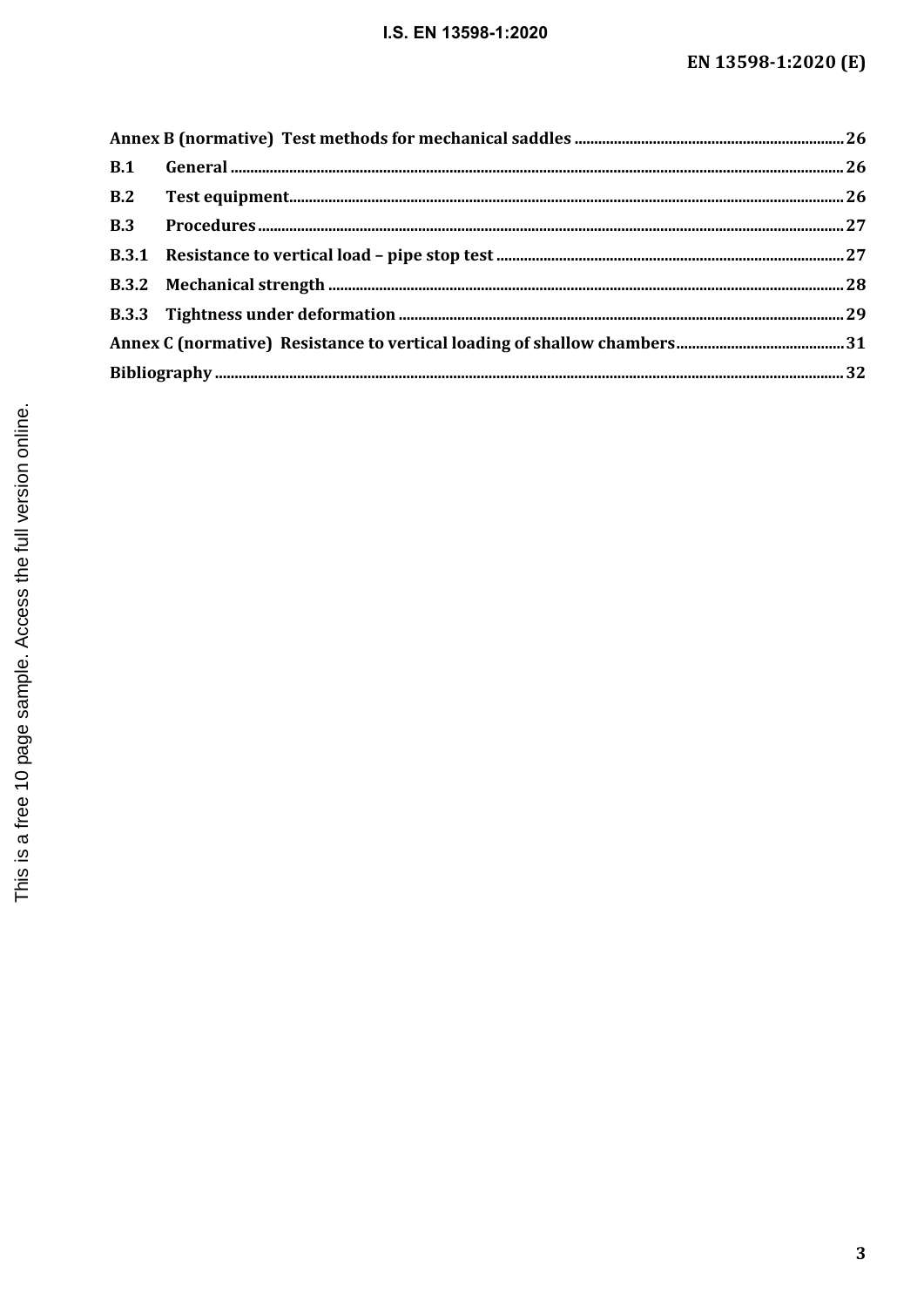Annex B (normative) Test methods for mechanical saddles ..................................................................... 26

B.1 General ............................................................................................................................................................ 26

B.2 Test equipment............................................................................................................................................. 26

B.3 Procedures ..................................................................................................................................................... 27

B.3.1 Resistance to vertical load – pipe stop test ........................................................................................ 27

B.3.2 Mechanical strength ................................................................................................................................... 28

B.3.3 Tightness under deformation ................................................................................................................. 29

Annex C (normative) Resistance to vertical loading of shallow chambers ........................................... 31

Bibliography ............................................................................................................................................................... 32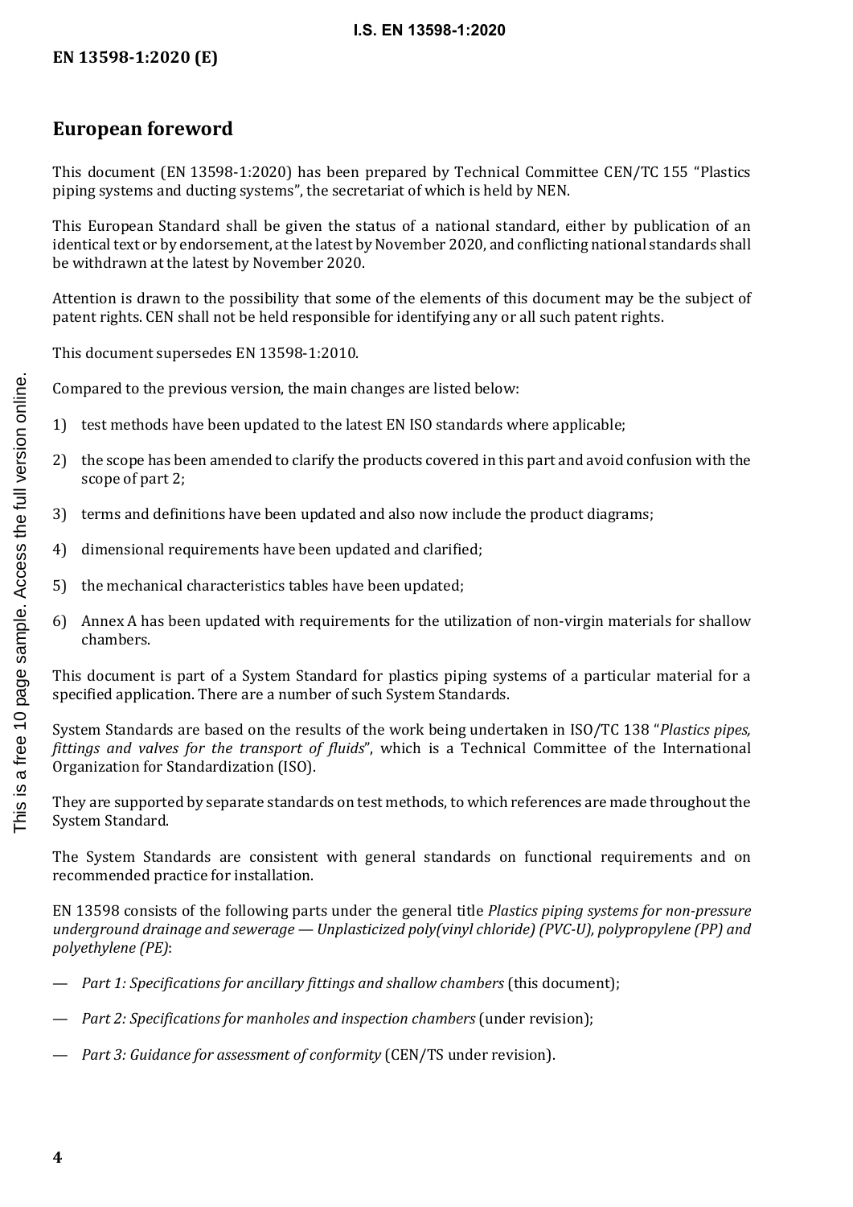# European foreword

This document (EN 13598-1:2020) has been prepared by Technical Committee CEN/TC 155 "Plastics piping systems and ducting systems", the secretariat of which is held by NEN.

This European Standard shall be given the status of a national standard, either by publication of an identical text or by endorsement, at the latest by November 2020, and conflicting national standards shall be withdrawn at the latest by November 2020.

Attention is drawn to the possibility that some of the elements of this document may be the subject of patent rights. CEN shall not be held responsible for identifying any or all such patent rights.

This document supersedes EN 13598-1:2010.

Compared to the previous version, the main changes are listed below:

1) test methods have been updated to the latest EN ISO standards where applicable;
2) the scope has been amended to clarify the products covered in this part and avoid confusion with the scope of part 2;
3) terms and definitions have been updated and also now include the product diagrams;
4) dimensional requirements have been updated and clarified;
5) the mechanical characteristics tables have been updated;
6) Annex A has been updated with requirements for the utilization of non-virgin materials for shallow chambers.

This document is part of a System Standard for plastics piping systems of a particular material for a specified application. There are a number of such System Standards.

System Standards are based on the results of the work being undertaken in ISO/TC 138 "*Plastics pipes, fittings and valves for the transport of fluids*", which is a Technical Committee of the International Organization for Standardization (ISO).

They are supported by separate standards on test methods, to which references are made throughout the System Standard.

The System Standards are consistent with general standards on functional requirements and on recommended practice for installation.

EN 13598 consists of the following parts under the general title *Plastics piping systems for non-pressure underground drainage and sewerage — Unplasticized poly(vinyl chloride) (PVC-U), polypropylene (PP) and polyethylene (PE)*:

— *Part 1: Specifications for ancillary fittings and shallow chambers* (this document);

— *Part 2: Specifications for manholes and inspection chambers* (under revision);

— *Part 3: Guidance for assessment of conformity* (CEN/TS under revision).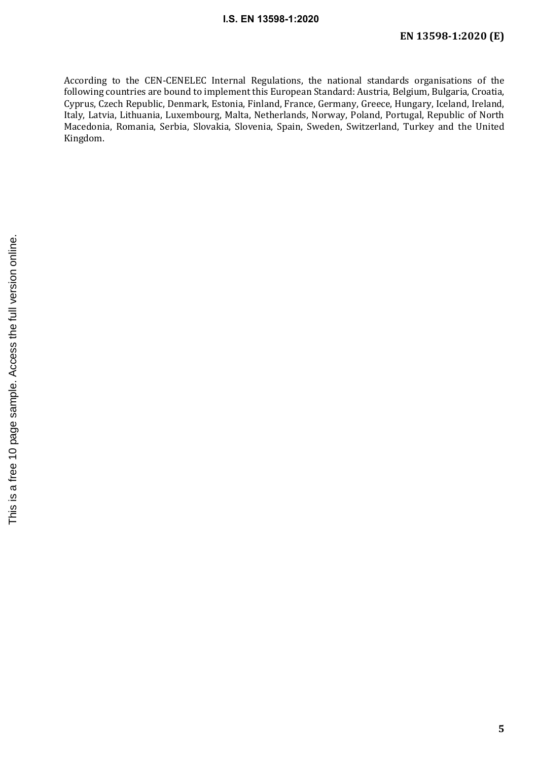According to the CEN-CENELEC Internal Regulations, the national standards organisations of the following countries are bound to implement this European Standard: Austria, Belgium, Bulgaria, Croatia, Cyprus, Czech Republic, Denmark, Estonia, Finland, France, Germany, Greece, Hungary, Iceland, Ireland, Italy, Latvia, Lithuania, Luxembourg, Malta, Netherlands, Norway, Poland, Portugal, Republic of North Macedonia, Romania, Serbia, Slovakia, Slovenia, Spain, Sweden, Switzerland, Turkey and the United Kingdom.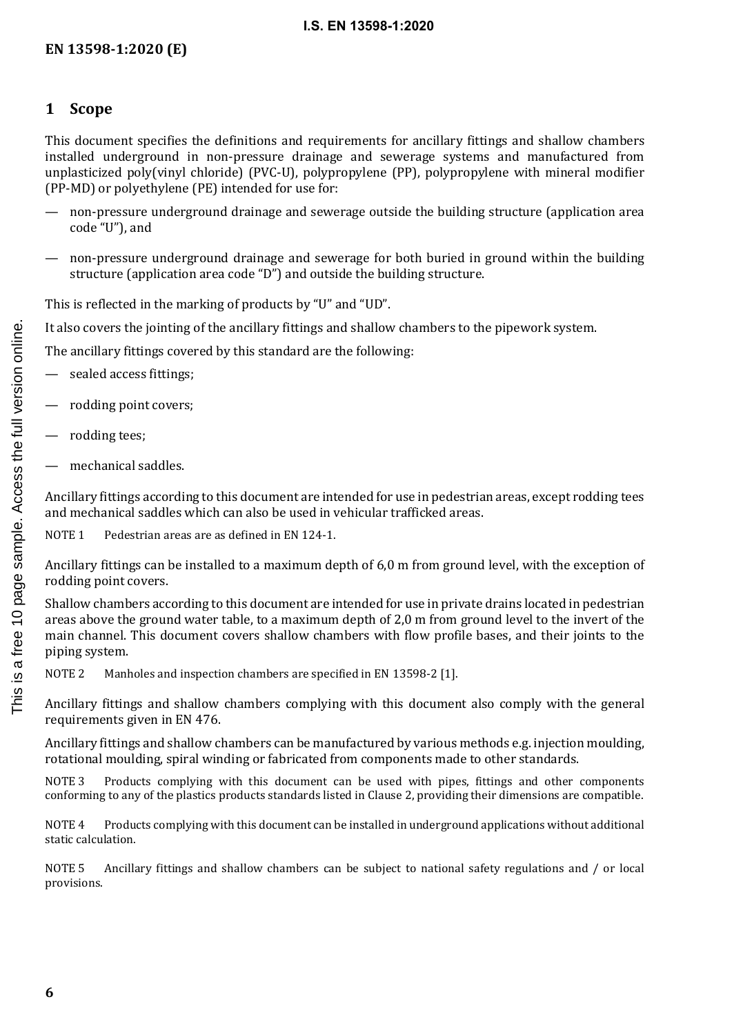## 1 Scope

This document specifies the definitions and requirements for ancillary fittings and shallow chambers installed underground in non-pressure drainage and sewerage systems and manufactured from unplasticized poly(vinyl chloride) (PVC-U), polypropylene (PP), polypropylene with mineral modifier (PP-MD) or polyethylene (PE) intended for use for:

— non-pressure underground drainage and sewerage outside the building structure (application area code "U"), and

— non-pressure underground drainage and sewerage for both buried in ground within the building structure (application area code "D") and outside the building structure.

This is reflected in the marking of products by "U" and "UD".

It also covers the jointing of the ancillary fittings and shallow chambers to the pipework system.

The ancillary fittings covered by this standard are the following:

— sealed access fittings;

— rodding point covers;

— rodding tees;

— mechanical saddles.

Ancillary fittings according to this document are intended for use in pedestrian areas, except rodding tees and mechanical saddles which can also be used in vehicular trafficked areas.

NOTE 1 Pedestrian areas are as defined in EN 124-1.

Ancillary fittings can be installed to a maximum depth of 6,0 m from ground level, with the exception of rodding point covers.

Shallow chambers according to this document are intended for use in private drains located in pedestrian areas above the ground water table, to a maximum depth of 2,0 m from ground level to the invert of the main channel. This document covers shallow chambers with flow profile bases, and their joints to the piping system.

NOTE 2 Manholes and inspection chambers are specified in EN 13598-2 [1].

Ancillary fittings and shallow chambers complying with this document also comply with the general requirements given in EN 476.

Ancillary fittings and shallow chambers can be manufactured by various methods e.g. injection moulding, rotational moulding, spiral winding or fabricated from components made to other standards.

NOTE 3 Products complying with this document can be used with pipes, fittings and other components conforming to any of the plastics products standards listed in Clause 2, providing their dimensions are compatible.

NOTE 4 Products complying with this document can be installed in underground applications without additional static calculation.

NOTE 5 Ancillary fittings and shallow chambers can be subject to national safety regulations and / or local provisions.